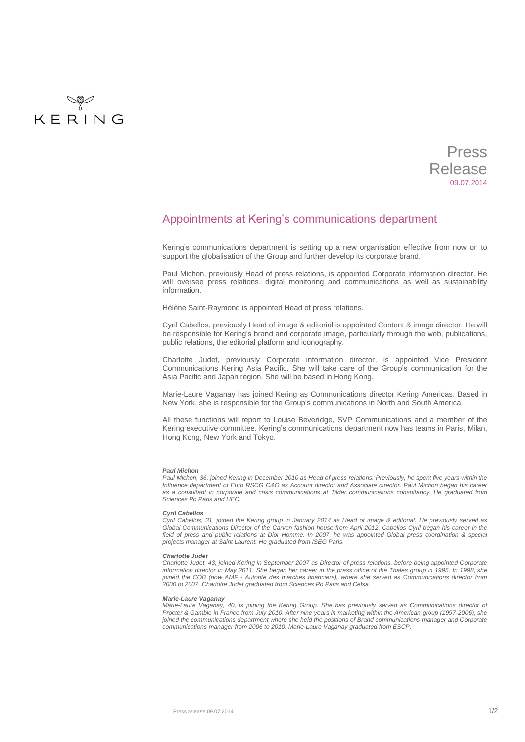KERING

Press Release
09.07.2014

# Appointments at Kering's communications department

Kering's communications department is setting up a new organisation effective from now on to support the globalisation of the Group and further develop its corporate brand.

Paul Michon, previously Head of press relations, is appointed Corporate information director. He will oversee press relations, digital monitoring and communications as well as sustainability information.

Hélène Saint-Raymond is appointed Head of press relations.

Cyril Cabellos, previously Head of image & editorial is appointed Content & image director. He will be responsible for Kering's brand and corporate image, particularly through the web, publications, public relations, the editorial platform and iconography.

Charlotte Judet, previously Corporate information director, is appointed Vice President Communications Kering Asia Pacific. She will take care of the Group's communication for the Asia Pacific and Japan region. She will be based in Hong Kong.

Marie-Laure Vaganay has joined Kering as Communications director Kering Americas. Based in New York, she is responsible for the Group's communications in North and South America.

All these functions will report to Louise Beveridge, SVP Communications and a member of the Kering executive committee. Kering's communications department now has teams in Paris, Milan, Hong Kong, New York and Tokyo.

***Paul Michon***
*Paul Michon, 36, joined Kering in December 2010 as Head of press relations. Previously, he spent five years within the Influence department of Euro RSCG C&O as Account director and Associate director. Paul Michon began his career as a consultant in corporate and crisis communications at Tilder communications consultancy. He graduated from Sciences Po Paris and HEC.*

***Cyril Cabellos***
*Cyril Cabellos, 31, joined the Kering group in January 2014 as Head of image & editorial. He previously served as Global Communications Director of the Carven fashion house from April 2012. Cabellos Cyril began his career in the field of press and public relations at Dior Homme. In 2007, he was appointed Global press coordination & special projects manager at Saint Laurent. He graduated from ISEG Paris.*

***Charlotte Judet***
*Charlotte Judet, 43, joined Kering in September 2007 as Director of press relations, before being appointed Corporate information director in May 2011. She began her career in the press office of the Thales group in 1995. In 1998, she joined the COB (now AMF - Autorité des marches financiers), where she served as Communications director from 2000 to 2007. Charlotte Judet graduated from Sciences Po Paris and Celsa.*

***Marie-Laure Vaganay***
*Marie-Laure Vaganay, 40, is joining the Kering Group. She has previously served as Communications director of Procter & Gamble in France from July 2010. After nine years in marketing within the American group (1997-2006), she joined the communications department where she held the positions of Brand communications manager and Corporate communications manager from 2006 to 2010. Marie-Laure Vaganay graduated from ESCP.*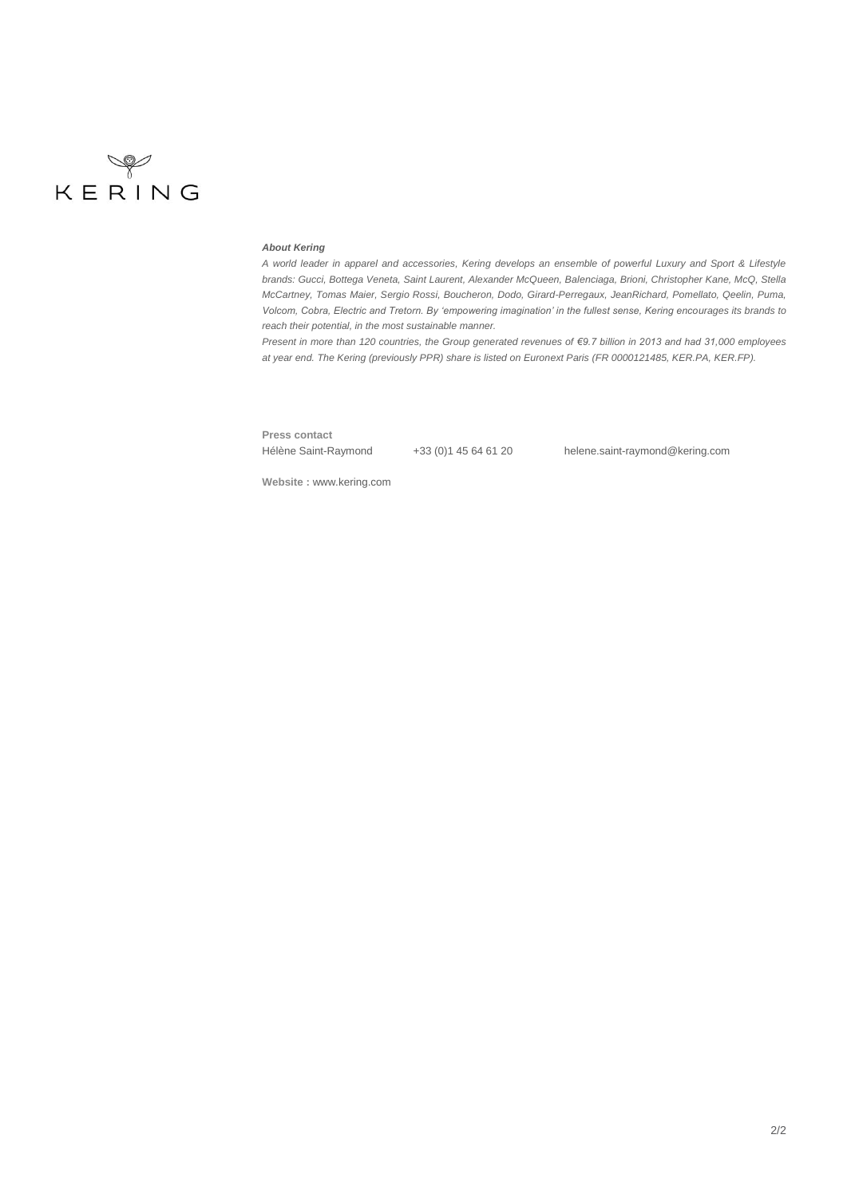***About Kering***

*A world leader in apparel and accessories, Kering develops an ensemble of powerful Luxury and Sport & Lifestyle brands: Gucci, Bottega Veneta, Saint Laurent, Alexander McQueen, Balenciaga, Brioni, Christopher Kane, McQ, Stella McCartney, Tomas Maier, Sergio Rossi, Boucheron, Dodo, Girard-Perregaux, JeanRichard, Pomellato, Qeelin, Puma, Volcom, Cobra, Electric and Tretorn. By 'empowering imagination' in the fullest sense, Kering encourages its brands to reach their potential, in the most sustainable manner.*

*Present in more than 120 countries, the Group generated revenues of €9.7 billion in 2013 and had 31,000 employees at year end. The Kering (previously PPR) share is listed on Euronext Paris (FR 0000121485, KER.PA, KER.FP).*

**Press contact**

Hélène Saint-Raymond +33 (0)1 45 64 61 20 helene.saint-raymond@kering.com

**Website :** www.kering.com